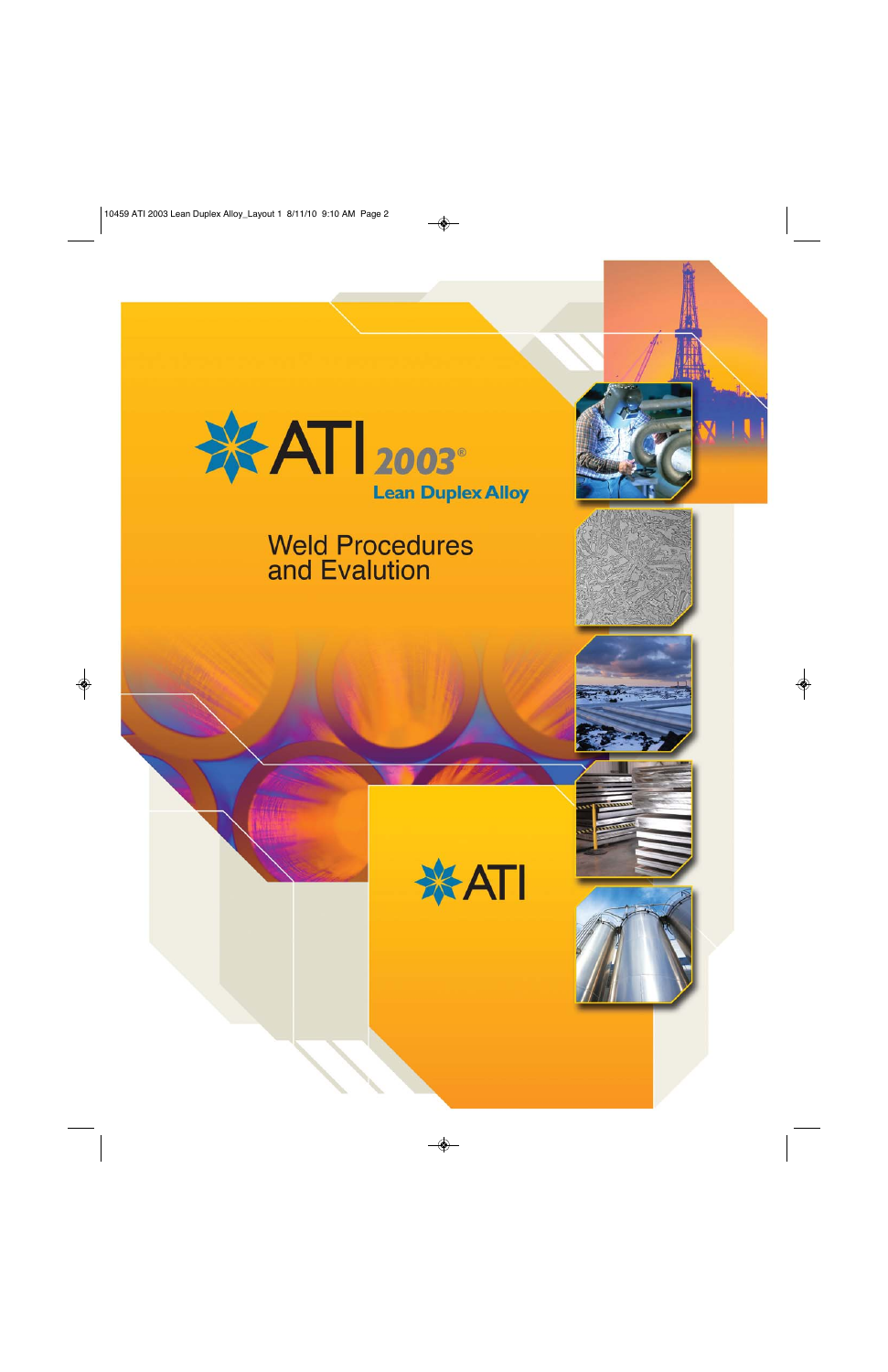# ATI 2003® Lean Duplex Alloy

## Weld Procedures and Evalution

ATI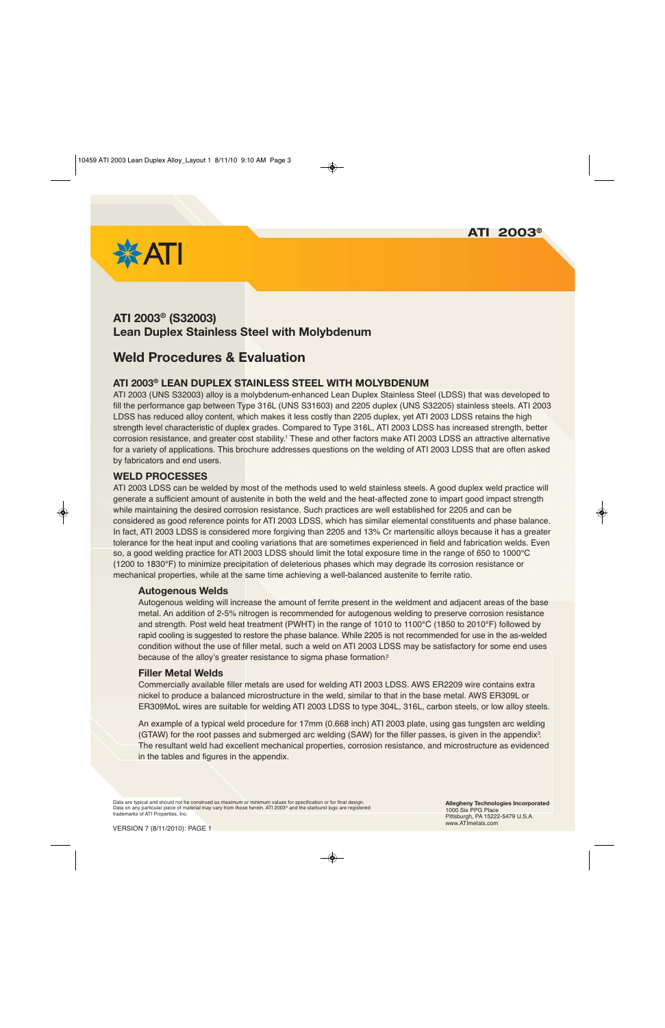# ATI 2003® (S32003)
## Lean Duplex Stainless Steel with Molybdenum

## Weld Procedures & Evaluation

### ATI 2003® LEAN DUPLEX STAINLESS STEEL WITH MOLYBDENUM

ATI 2003 (UNS S32003) alloy is a molybdenum-enhanced Lean Duplex Stainless Steel (LDSS) that was developed to fill the performance gap between Type 316L (UNS S31603) and 2205 duplex (UNS S32205) stainless steels. ATI 2003 LDSS has reduced alloy content, which makes it less costly than 2205 duplex, yet ATI 2003 LDSS retains the high strength level characteristic of duplex grades. Compared to Type 316L, ATI 2003 LDSS has increased strength, better corrosion resistance, and greater cost stability.[1] These and other factors make ATI 2003 LDSS an attractive alternative for a variety of applications. This brochure addresses questions on the welding of ATI 2003 LDSS that are often asked by fabricators and end users.

### WELD PROCESSES

ATI 2003 LDSS can be welded by most of the methods used to weld stainless steels. A good duplex weld practice will generate a sufficient amount of austenite in both the weld and the heat-affected zone to impart good impact strength while maintaining the desired corrosion resistance. Such practices are well established for 2205 and can be considered as good reference points for ATI 2003 LDSS, which has similar elemental constituents and phase balance. In fact, ATI 2003 LDSS is considered more forgiving than 2205 and 13% Cr martensitic alloys because it has a greater tolerance for the heat input and cooling variations that are sometimes experienced in field and fabrication welds. Even so, a good welding practice for ATI 2003 LDSS should limit the total exposure time in the range of 650 to 1000°C (1200 to 1830°F) to minimize precipitation of deleterious phases which may degrade its corrosion resistance or mechanical properties, while at the same time achieving a well-balanced austenite to ferrite ratio.

#### Autogenous Welds

Autogenous welding will increase the amount of ferrite present in the weldment and adjacent areas of the base metal. An addition of 2-5% nitrogen is recommended for autogenous welding to preserve corrosion resistance and strength. Post weld heat treatment (PWHT) in the range of 1010 to 1100°C (1850 to 2010°F) followed by rapid cooling is suggested to restore the phase balance. While 2205 is not recommended for use in the as-welded condition without the use of filler metal, such a weld on ATI 2003 LDSS may be satisfactory for some end uses because of the alloy's greater resistance to sigma phase formation.[2]

#### Filler Metal Welds

Commercially available filler metals are used for welding ATI 2003 LDSS. AWS ER2209 wire contains extra nickel to produce a balanced microstructure in the weld, similar to that in the base metal. AWS ER309L or ER309MoL wires are suitable for welding ATI 2003 LDSS to type 304L, 316L, carbon steels, or low alloy steels.

An example of a typical weld procedure for 17mm (0.668 inch) ATI 2003 plate, using gas tungsten arc welding (GTAW) for the root passes and submerged arc welding (SAW) for the filler passes, is given in the appendix[3]. The resultant weld had excellent mechanical properties, corrosion resistance, and microstructure as evidenced in the tables and figures in the appendix.

Data are typical and should not be construed as maximum or minimum values for specification or for final design. Data on any particular piece of material may vary from those herein. ATI 2003® and the starburst logo are registered trademarks of ATI Properties, Inc.

**Allegheny Technologies Incorporated**
1000 Six PPG Place
Pittsburgh, PA 15222-5479 U.S.A.
www.ATImetals.com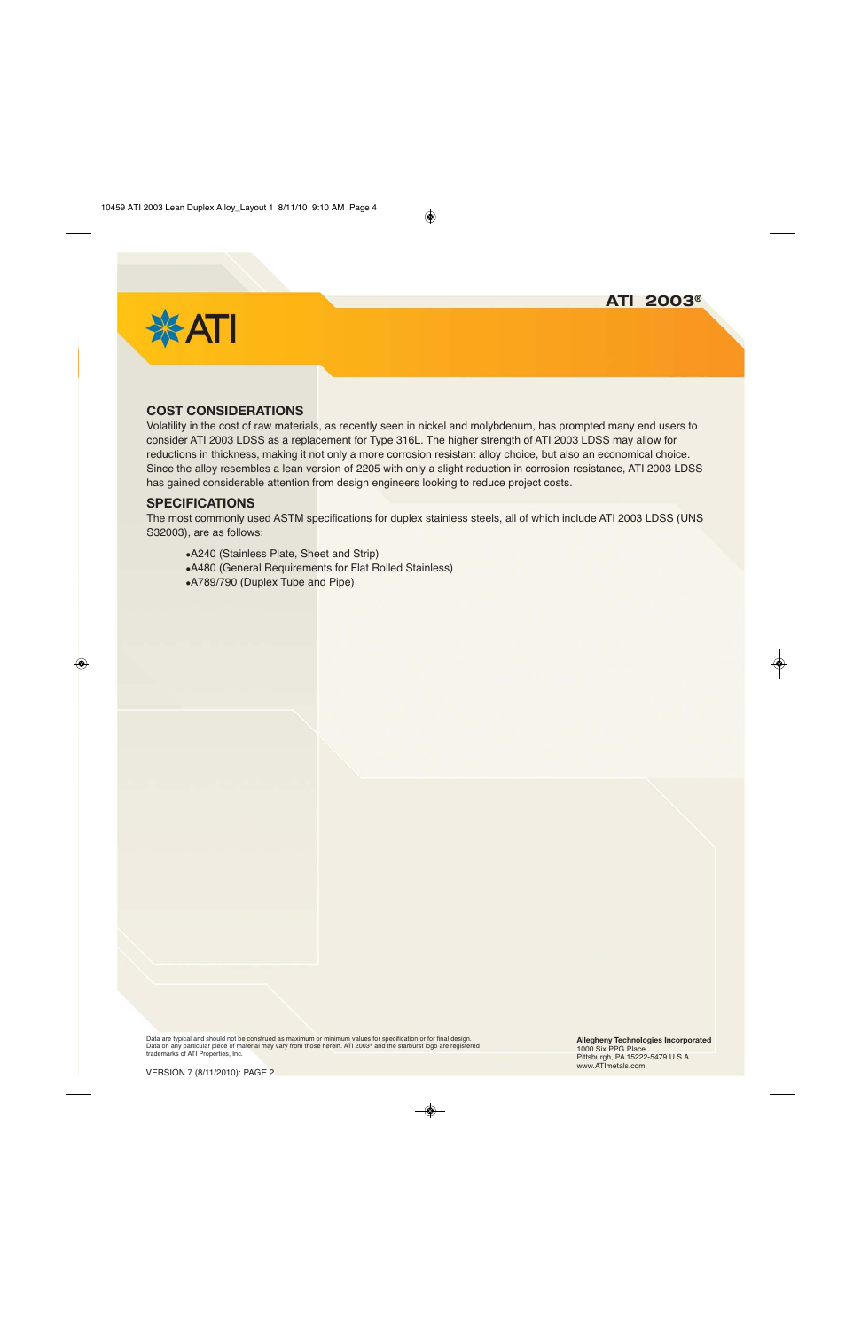## COST CONSIDERATIONS

Volatility in the cost of raw materials, as recently seen in nickel and molybdenum, has prompted many end users to consider ATI 2003 LDSS as a replacement for Type 316L. The higher strength of ATI 2003 LDSS may allow for reductions in thickness, making it not only a more corrosion resistant alloy choice, but also an economical choice. Since the alloy resembles a lean version of 2205 with only a slight reduction in corrosion resistance, ATI 2003 LDSS has gained considerable attention from design engineers looking to reduce project costs.

## SPECIFICATIONS

The most commonly used ASTM specifications for duplex stainless steels, all of which include ATI 2003 LDSS (UNS S32003), are as follows:

- A240 (Stainless Plate, Sheet and Strip)
- A480 (General Requirements for Flat Rolled Stainless)
- A789/790 (Duplex Tube and Pipe)

Data are typical and should not be construed as maximum or minimum values for specification or for final design. Data on any particular piece of material may vary from those herein. ATI 2003® and the starburst logo are registered trademarks of ATI Properties, Inc.

VERSION 7 (8/11/2010): PAGE 2

**Allegheny Technologies Incorporated**
1000 Six PPG Place
Pittsburgh, PA 15222-5479 U.S.A.
www.ATImetals.com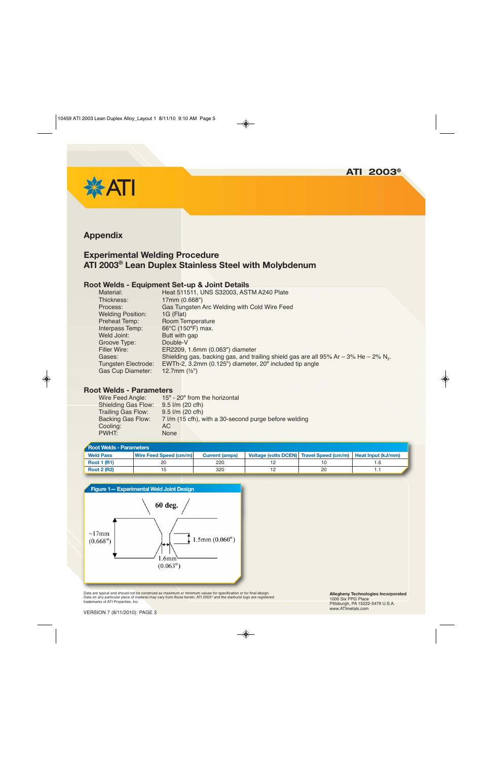## Appendix

## Experimental Welding Procedure
## ATI 2003® Lean Duplex Stainless Steel with Molybdenum

### Root Welds - Equipment Set-up & Joint Details

| | |
|---|---|
| Material: | Heat 511511, UNS S32003, ASTM A240 Plate |
| Thickness: | 17mm (0.668") |
| Process: | Gas Tungsten Arc Welding with Cold Wire Feed |
| Welding Position: | 1G (Flat) |
| Preheat Temp: | Room Temperature |
| Interpass Temp: | 66°C (150°F) max. |
| Weld Joint: | Butt with gap |
| Groove Type: | Double-V |
| Filler Wire: | ER2209, 1.6mm (0.063") diameter |
| Gases: | Shielding gas, backing gas, and trailing shield gas are all 95% Ar – 3% He – 2% $N_2$. |
| Tungsten Electrode: | EWTh-2, 3.2mm (0.125") diameter, 20° included tip angle |
| Gas Cup Diameter: | 12.7mm (½") |

### Root Welds - Parameters

| | |
|---|---|
| Wire Feed Angle: | 15° - 20° from the horizontal |
| Shielding Gas Flow: | 9.5 l/m (20 cfh) |
| Trailing Gas Flow: | 9.5 l/m (20 cfh) |
| Backing Gas Flow: | 7 l/m (15 cfh), with a 30-second purge before welding |
| Cooling: | AC |
| PWHT: | None |

**Root Welds - Parameters**

| Weld Pass | Wire Feed Speed (cm/m) | Current (amps) | Voltage (volts DCEN) | Travel Speed (cm/m) | Heat Input (kJ/mm) |
|---|---|---|---|---|---|
| Root 1 (R1) | 20 | 220 | 12 | 10 | 1.6 |
| Root 2 (R2) | 15 | 320 | 12 | 20 | 1.1 |

**Figure 1— Experimental Weld Joint Design**

60 deg.

~17mm (0.668")

1.5mm (0.060")

1.6mm (0.063")

Data are typical and should not be construed as maximum or minimum values for specification or for final design. Data on any particular piece of material may vary from those herein. ATI 2003® and the starburst logo are registered trademarks of ATI Properties, Inc.

VERSION 7 (8/11/2010): PAGE 3

**Allegheny Technologies Incorporated**
1000 Six PPG Place
Pittsburgh, PA 15222-5479 U.S.A.
www.ATImetals.com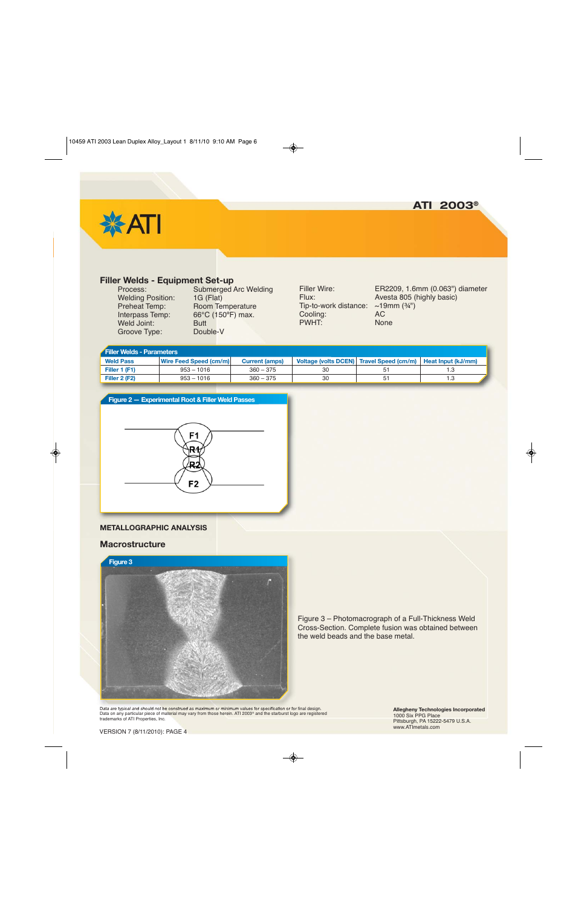# ATI 2003®

## Filler Welds - Equipment Set-up

| | |
|---|---|
| Process: | Submerged Arc Welding |
| Welding Position: | 1G (Flat) |
| Preheat Temp: | Room Temperature |
| Interpass Temp: | 66°C (150°F) max. |
| Weld Joint: | Butt |
| Groove Type: | Double-V |
| Filler Wire: | ER2209, 1.6mm (0.063") diameter |
| Flux: | Avesta 805 (highly basic) |
| Tip-to-work distance: | ~19mm (¾") |
| Cooling: | AC |
| PWHT: | None |

**Filler Welds - Parameters**

| Weld Pass | Wire Feed Speed (cm/m) | Current (amps) | Voltage (volts DCEN) | Travel Speed (cm/m) | Heat Input (kJ/mm) |
|---|---|---|---|---|---|
| Filler 1 (F1) | 953 – 1016 | 360 – 375 | 30 | 51 | 1.3 |
| Filler 2 (F2) | 953 – 1016 | 360 – 375 | 30 | 51 | 1.3 |

**Figure 2 — Experimental Root & Filler Weld Passes**

F1 R1 R2 F2

## METALLOGRAPHIC ANALYSIS

### Macrostructure

**Figure 3**

Figure 3 – Photomacrograph of a Full-Thickness Weld Cross-Section. Complete fusion was obtained between the weld beads and the base metal.

Data are typical and should not be construed as maximum or minimum values for specification or for final design. Data on any particular piece of material may vary from those herein. ATI 2003® and the starburst logo are registered trademarks of ATI Properties, Inc.

**Allegheny Technologies Incorporated**
1000 Six PPG Place
Pittsburgh, PA 15222-5479 U.S.A.
www.ATImetals.com

VERSION 7 (8/11/2010): PAGE 4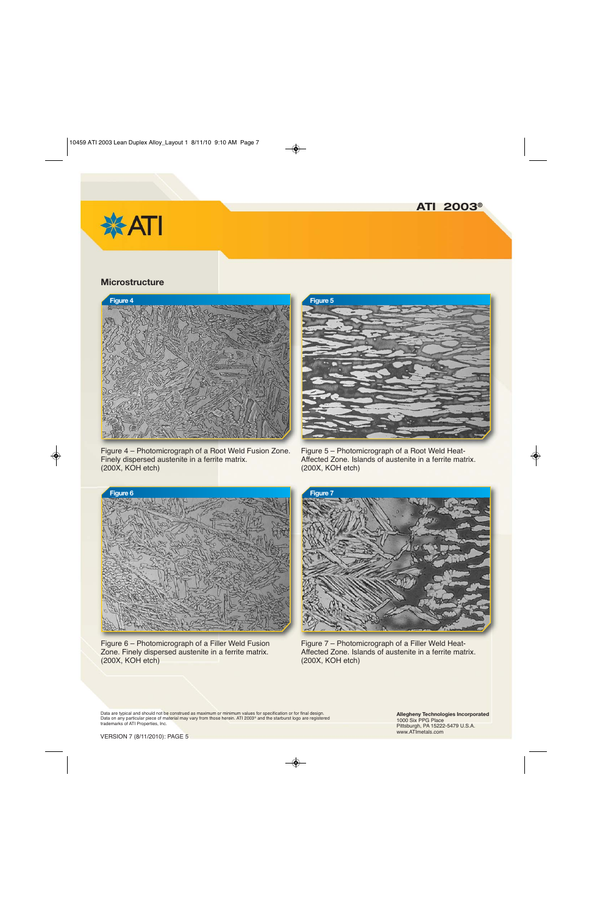## Microstructure

Figure 4 – Photomicrograph of a Root Weld Fusion Zone. Finely dispersed austenite in a ferrite matrix. (200X, KOH etch)

Figure 5 – Photomicrograph of a Root Weld Heat-Affected Zone. Islands of austenite in a ferrite matrix. (200X, KOH etch)

Figure 6 – Photomicrograph of a Filler Weld Fusion Zone. Finely dispersed austenite in a ferrite matrix. (200X, KOH etch)

Figure 7 – Photomicrograph of a Filler Weld Heat-Affected Zone. Islands of austenite in a ferrite matrix. (200X, KOH etch)

Data are typical and should not be construed as maximum or minimum values for specification or for final design. Data on any particular piece of material may vary from those herein. ATI 2003® and the starburst logo are registered trademarks of ATI Properties, Inc.

VERSION 7 (8/11/2010): PAGE 5

**Allegheny Technologies Incorporated**
1000 Six PPG Place
Pittsburgh, PA 15222-5479 U.S.A.
www.ATImetals.com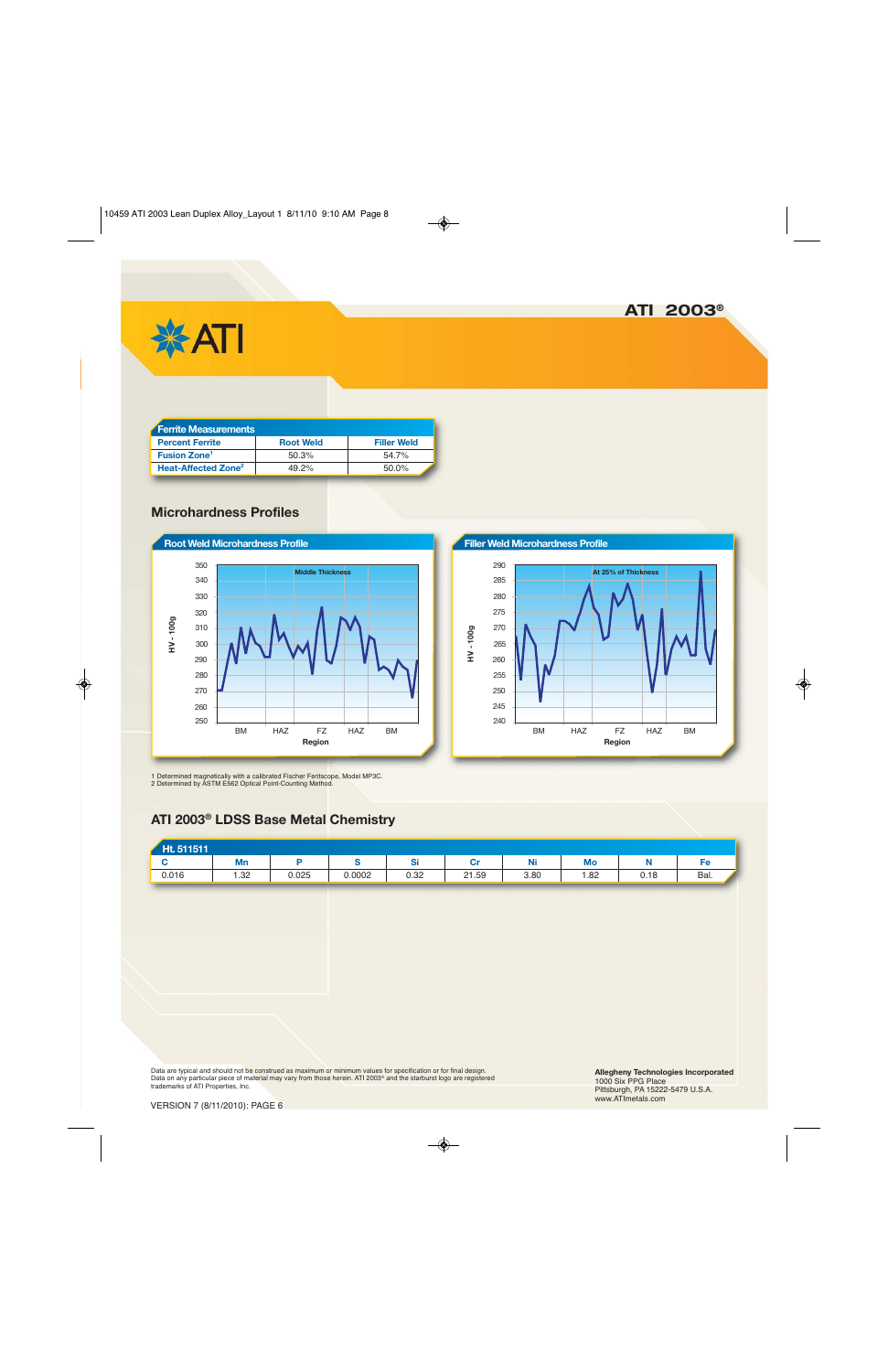## Ferrite Measurements

| Percent Ferrite | Root Weld | Filler Weld |
|---|---|---|
| Fusion Zone[1] | 50.3% | 54.7% |
| Heat-Affected Zone[2] | 49.2% | 50.0% |

## Microhardness Profiles

**Root Weld Microhardness Profile**

Middle Thickness

HV - 100g: 250–350

Region: BM, HAZ, FZ, HAZ, BM

**Filler Weld Microhardness Profile**

At 25% of Thickness

HV - 100g: 240–290

Region: BM, HAZ, FZ, HAZ, BM

1 Determined magnetically with a calibrated Fischer Feritscope, Model MP3C.
2 Determined by ASTM E562 Optical Point-Counting Method.

## ATI 2003® LDSS Base Metal Chemistry

Ht. 511511

| C | Mn | P | S | Si | Cr | Ni | Mo | N | Fe |
|---|---|---|---|---|---|---|---|---|---|
| 0.016 | 1.32 | 0.025 | 0.0002 | 0.32 | 21.59 | 3.80 | 1.82 | 0.18 | Bal. |

Data are typical and should not be construed as maximum or minimum values for specification or for final design. Data on any particular piece of material may vary from those herein. ATI 2003® and the starburst logo are registered trademarks of ATI Properties, Inc.

VERSION 7 (8/11/2010): PAGE 6

**Allegheny Technologies Incorporated**
1000 Six PPG Place
Pittsburgh, PA 15222-5479 U.S.A.
www.ATImetals.com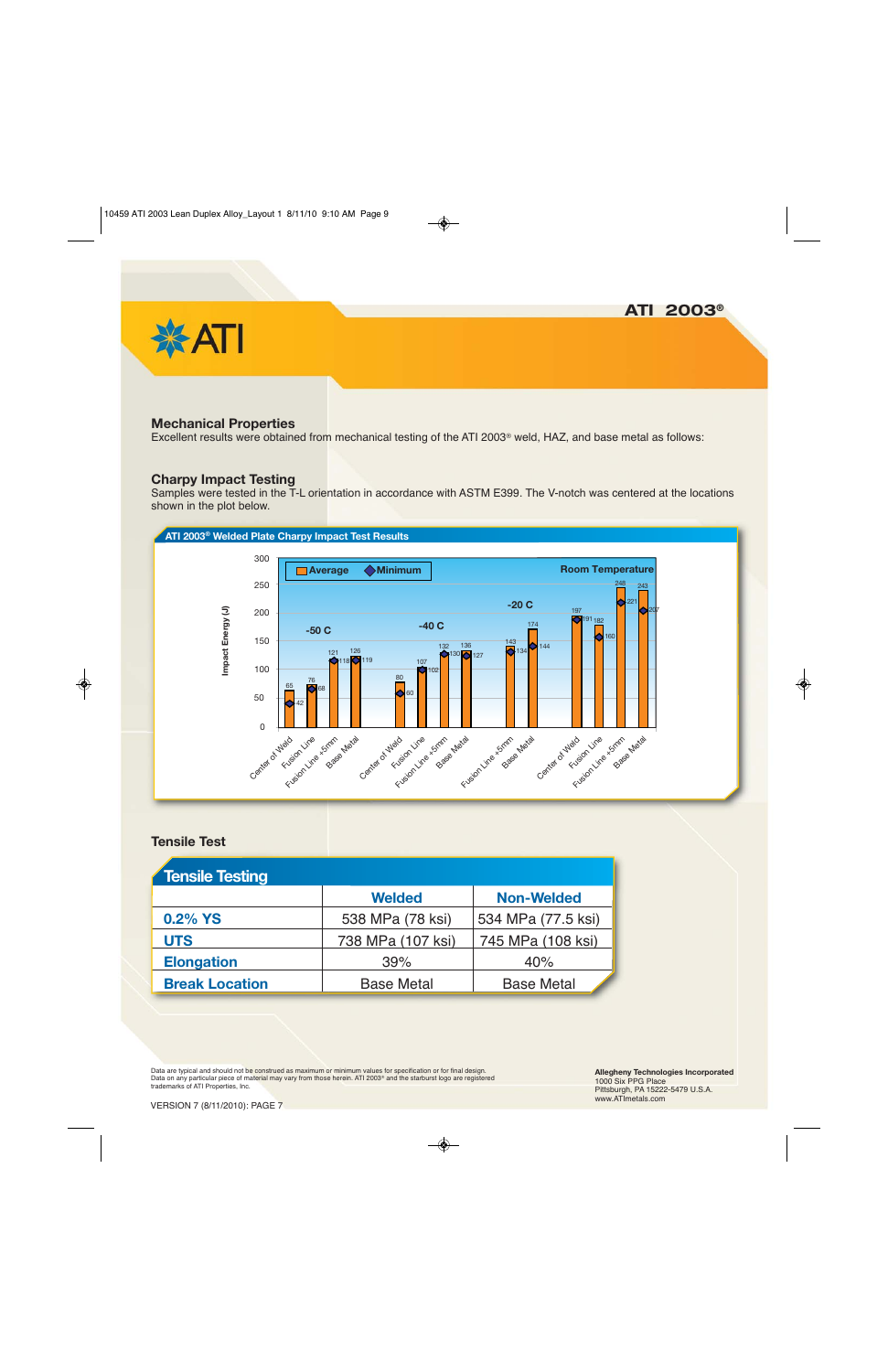# ATI 2003®

## Mechanical Properties

Excellent results were obtained from mechanical testing of the ATI 2003® weld, HAZ, and base metal as follows:

## Charpy Impact Testing

Samples were tested in the T-L orientation in accordance with ASTM E399. The V-notch was centered at the locations shown in the plot below.

**ATI 2003® Welded Plate Charpy Impact Test Results**

Impact Energy (J)

| Temperature | Location | Average | Minimum |
|---|---|---|---|
| -50 C | Center of Weld | 65 | 42 |
| -50 C | Fusion Line | 76 | 68 |
| -50 C | Fusion Line +5mm | 121 | 118 |
| -50 C | Base Metal | 126 | 119 |
| -40 C | Center of Weld | 80 | 60 |
| -40 C | Fusion Line | 107 | 102 |
| -40 C | Fusion Line +5mm | 132 | 130 |
| -40 C | Base Metal | 136 | 127 |
| -20 C | Fusion Line +5mm | 143 | 134 |
| -20 C | Base Metal | 174 | 144 |
| Room Temperature | Center of Weld | 197 | 191 |
| Room Temperature | Fusion Line | 182 | 160 |
| Room Temperature | Fusion Line +5mm | 248 | 221 |
| Room Temperature | Base Metal | 243 | 207 |

## Tensile Test

**Tensile Testing**

| | Welded | Non-Welded |
|---|---|---|
| 0.2% YS | 538 MPa (78 ksi) | 534 MPa (77.5 ksi) |
| UTS | 738 MPa (107 ksi) | 745 MPa (108 ksi) |
| Elongation | 39% | 40% |
| Break Location | Base Metal | Base Metal |

Data are typical and should not be construed as maximum or minimum values for specification or for final design. Data on any particular piece of material may vary from those herein. ATI 2003® and the starburst logo are registered trademarks of ATI Properties, Inc.

VERSION 7 (8/11/2010): PAGE 7

**Allegheny Technologies Incorporated**
1000 Six PPG Place
Pittsburgh, PA 15222-5479 U.S.A.
www.ATImetals.com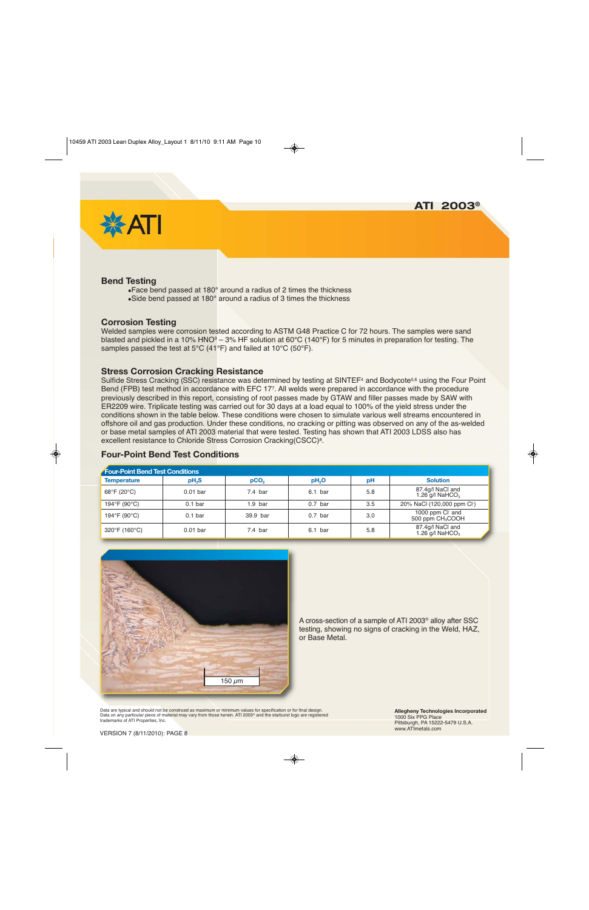## Bend Testing

- Face bend passed at 180° around a radius of 2 times the thickness
- Side bend passed at 180° around a radius of 3 times the thickness

## Corrosion Testing

Welded samples were corrosion tested according to ASTM G48 Practice C for 72 hours. The samples were sand blasted and pickled in a 10% $HNO^3$ – 3% HF solution at 60°C (140°F) for 5 minutes in preparation for testing. The samples passed the test at 5°C (41°F) and failed at 10°C (50°F).

## Stress Corrosion Cracking Resistance

Sulfide Stress Cracking (SSC) resistance was determined by testing at SINTEF[4] and Bodycote[5,6] using the Four Point Bend (FPB) test method in accordance with EFC 17[7]. All welds were prepared in accordance with the procedure previously described in this report, consisting of root passes made by GTAW and filler passes made by SAW with ER2209 wire. Triplicate testing was carried out for 30 days at a load equal to 100% of the yield stress under the conditions shown in the table below. These conditions were chosen to simulate various well streams encountered in offshore oil and gas production. Under these conditions, no cracking or pitting was observed on any of the as-welded or base metal samples of ATI 2003 material that were tested. Testing has shown that ATI 2003 LDSS also has excellent resistance to Chloride Stress Corrosion Cracking(CSCC)[8].

## Four-Point Bend Test Conditions

**Four-Point Bend Test Conditions**

| Temperature | $pH_2S$ | $pCO_2$ | $pH_2O$ | pH | Solution |
|---|---|---|---|---|---|
| 68°F (20°C) | 0.01 bar | 7.4 bar | 6.1 bar | 5.8 | 87.4g/l NaCl and 1.26 g/l $NaHCO_3$ |
| 194°F (90°C) | 0.1 bar | 1.9 bar | 0.7 bar | 3.5 | 20% NaCl (120,000 ppm $Cl^-$) |
| 194°F (90°C) | 0.1 bar | 39.9 bar | 0.7 bar | 3.0 | 1000 ppm $Cl^-$ and 500 ppm $CH_3COOH$ |
| 320°F (160°C) | 0.01 bar | 7.4 bar | 6.1 bar | 5.8 | 87.4g/l NaCl and 1.26 g/l $NaHCO_3$ |

A cross-section of a sample of ATI 2003® alloy after SSC testing, showing no signs of cracking in the Weld, HAZ, or Base Metal.

Data are typical and should not be construed as maximum or minimum values for specification or for final design. Data on any particular piece of material may vary from those herein. ATI 2003® and the starburst logo are registered trademarks of ATI Properties, Inc.

**Allegheny Technologies Incorporated**
1000 Six PPG Place
Pittsburgh, PA 15222-5479 U.S.A.
www.ATImetals.com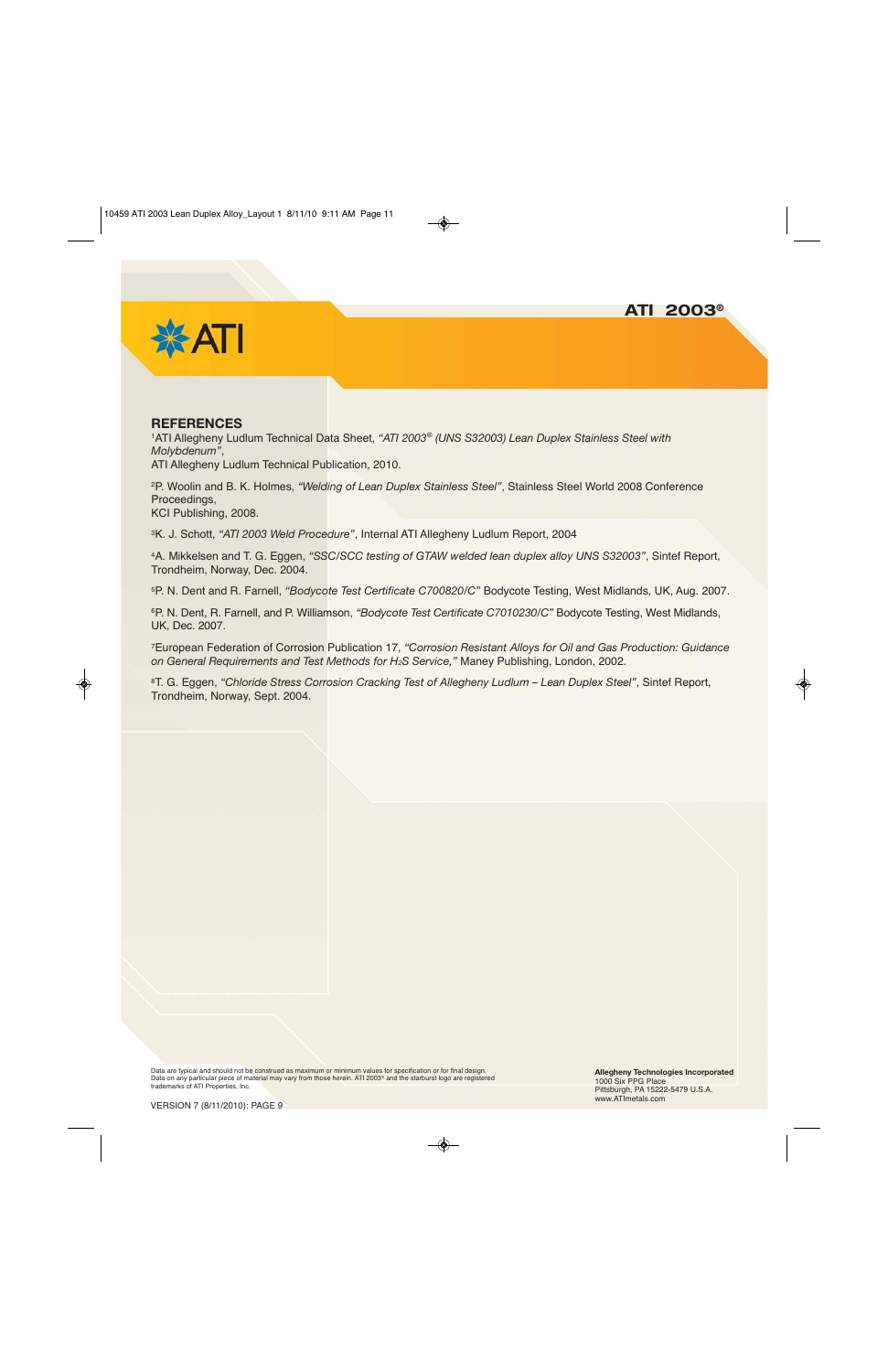## REFERENCES

[1]ATI Allegheny Ludlum Technical Data Sheet, *"ATI 2003® (UNS S32003) Lean Duplex Stainless Steel with Molybdenum"*,
ATI Allegheny Ludlum Technical Publication, 2010.

[2]P. Woolin and B. K. Holmes, *"Welding of Lean Duplex Stainless Steel"*, Stainless Steel World 2008 Conference Proceedings,
KCI Publishing, 2008.

[3]K. J. Schott, *"ATI 2003 Weld Procedure"*, Internal ATI Allegheny Ludlum Report, 2004

[4]A. Mikkelsen and T. G. Eggen, *"SSC/SCC testing of GTAW welded lean duplex alloy UNS S32003"*, Sintef Report, Trondheim, Norway, Dec. 2004.

[5]P. N. Dent and R. Farnell, *"Bodycote Test Certificate C700820/C"* Bodycote Testing, West Midlands, UK, Aug. 2007.

[6]P. N. Dent, R. Farnell, and P. Williamson, *"Bodycote Test Certificate C7010230/C"* Bodycote Testing, West Midlands, UK, Dec. 2007.

[7]European Federation of Corrosion Publication 17, *"Corrosion Resistant Alloys for Oil and Gas Production: Guidance on General Requirements and Test Methods for $H_2S$ Service,"* Maney Publishing, London, 2002.

[8]T. G. Eggen, *"Chloride Stress Corrosion Cracking Test of Allegheny Ludlum – Lean Duplex Steel"*, Sintef Report, Trondheim, Norway, Sept. 2004.

Data are typical and should not be construed as maximum or minimum values for specification or for final design. Data on any particular piece of material may vary from those herein. ATI 2003® and the starburst logo are registered trademarks of ATI Properties, Inc.

VERSION 7 (8/11/2010): PAGE 9

**Allegheny Technologies Incorporated**
1000 Six PPG Place
Pittsburgh, PA 15222-5479 U.S.A.
www.ATImetals.com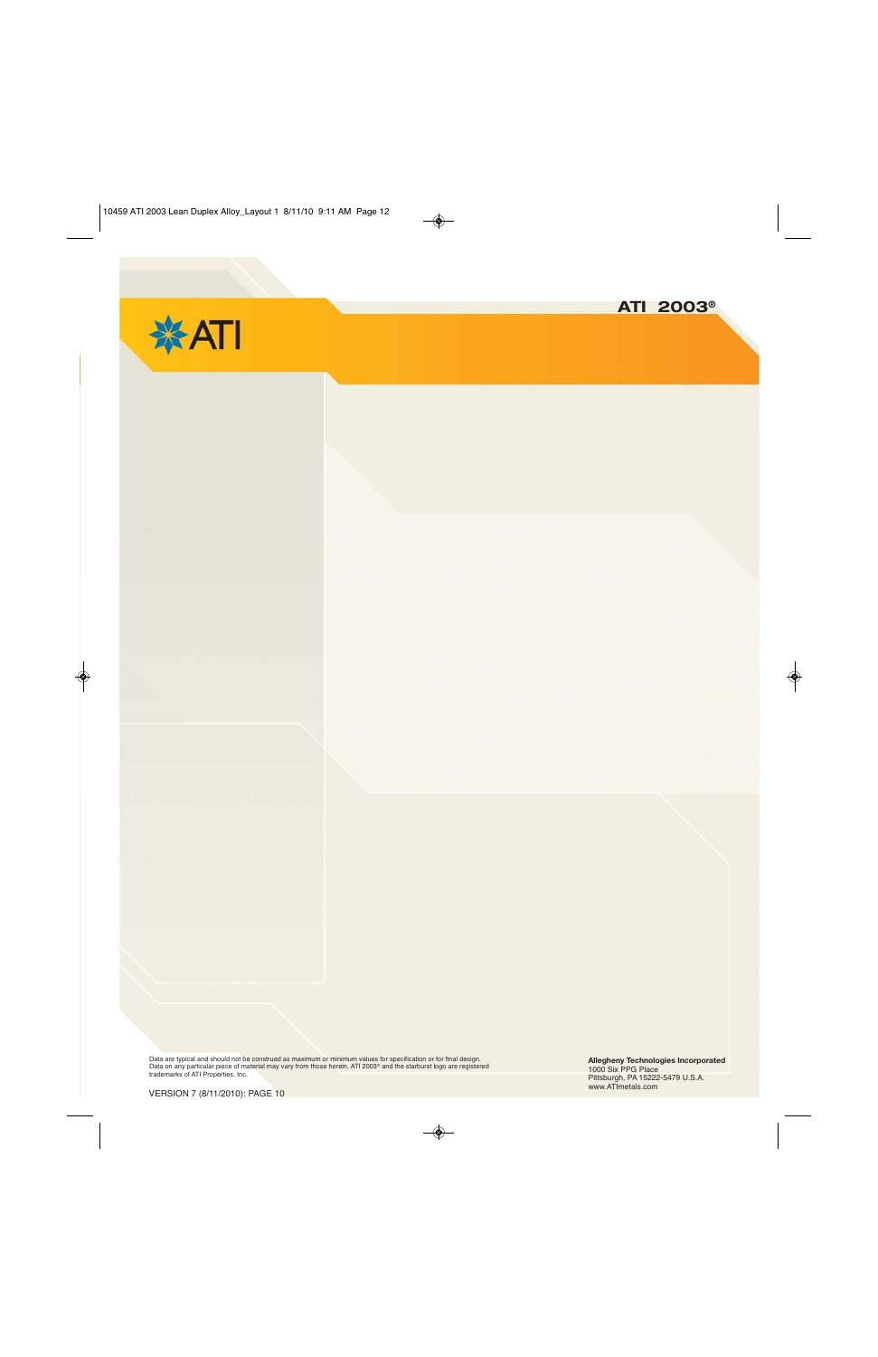# ATI 2003®

Data are typical and should not be construed as maximum or minimum values for specification or for final design. Data on any particular piece of material may vary from those herein. ATI 2003® and the starburst logo are registered trademarks of ATI Properties, Inc.

VERSION 7 (8/11/2010): PAGE 10

**Allegheny Technologies Incorporated**
1000 Six PPG Place
Pittsburgh, PA 15222-5479 U.S.A.
www.ATImetals.com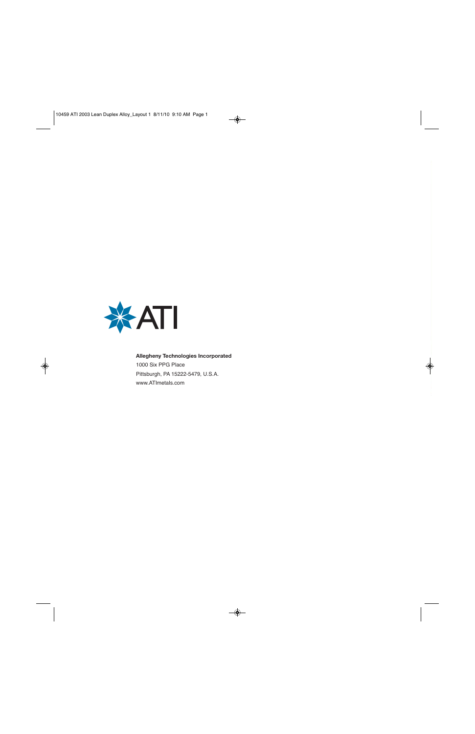ATI

**Allegheny Technologies Incorporated**
1000 Six PPG Place
Pittsburgh, PA 15222-5479, U.S.A.
www.ATImetals.com